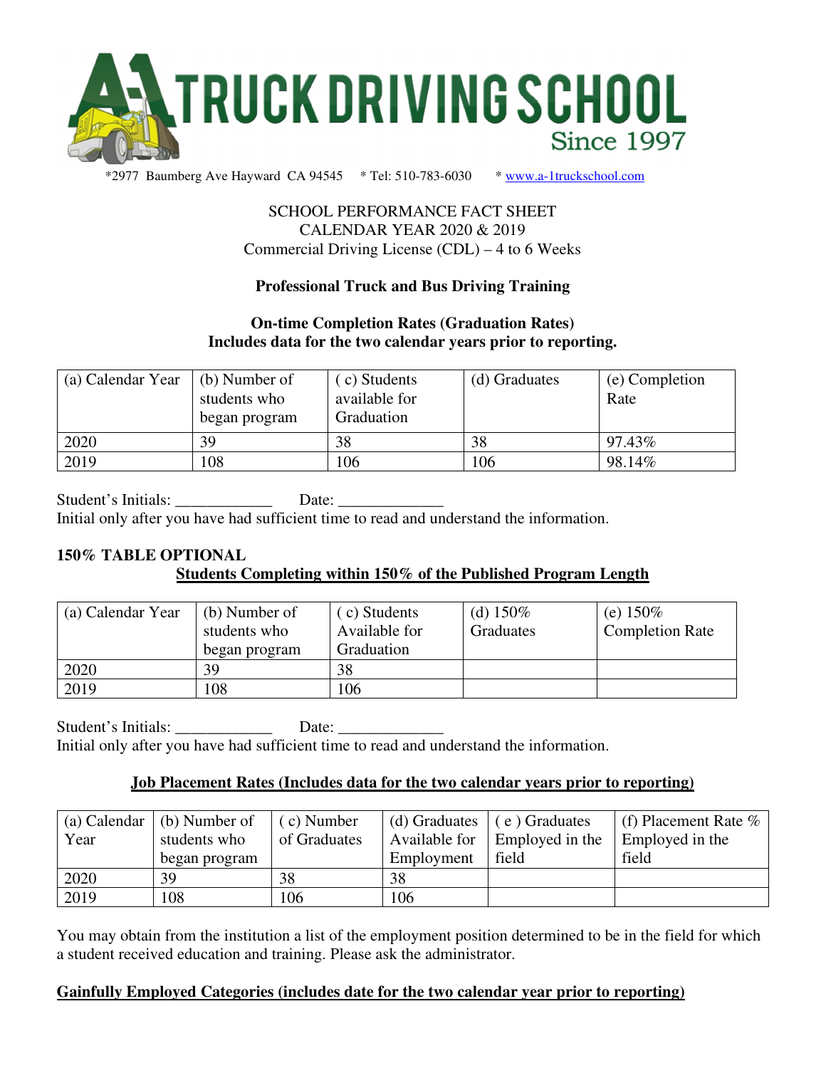# A-1 TRUCK DRIVING SCHOOL
Since 1997

*2977 Baumberg Ave Hayward CA 94545 * Tel: 510-783-6030 * www.a-1truckschool.com

SCHOOL PERFORMANCE FACT SHEET
CALENDAR YEAR 2020 & 2019
Commercial Driving License (CDL) – 4 to 6 Weeks

**Professional Truck and Bus Driving Training**

**On-time Completion Rates (Graduation Rates)**
**Includes data for the two calendar years prior to reporting.**

| (a) Calendar Year | (b) Number of students who began program | ( c) Students available for Graduation | (d) Graduates | (e) Completion Rate |
|---|---|---|---|---|
| 2020 | 39 | 38 | 38 | 97.43% |
| 2019 | 108 | 106 | 106 | 98.14% |

Student's Initials: ____________ Date: _____________
Initial only after you have had sufficient time to read and understand the information.

**150% TABLE OPTIONAL**
**Students Completing within 150% of the Published Program Length**

| (a) Calendar Year | (b) Number of students who began program | ( c) Students Available for Graduation | (d) 150% Graduates | (e) 150% Completion Rate |
|---|---|---|---|---|
| 2020 | 39 | 38 | | |
| 2019 | 108 | 106 | | |

Student's Initials: ____________ Date: _____________
Initial only after you have had sufficient time to read and understand the information.

**Job Placement Rates (Includes data for the two calendar years prior to reporting)**

| (a) Calendar Year | (b) Number of students who began program | ( c) Number of Graduates | (d) Graduates Available for Employment | ( e ) Graduates Employed in the field | (f) Placement Rate % Employed in the field |
|---|---|---|---|---|---|
| 2020 | 39 | 38 | 38 | | |
| 2019 | 108 | 106 | 106 | | |

You may obtain from the institution a list of the employment position determined to be in the field for which a student received education and training. Please ask the administrator.

**Gainfully Employed Categories (includes date for the two calendar year prior to reporting)**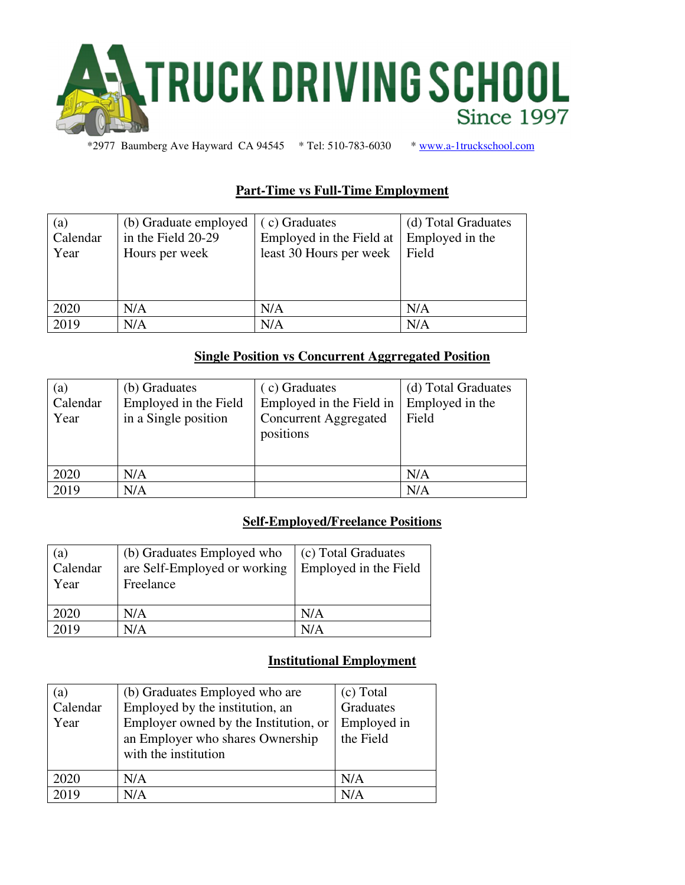# A-1 TRUCK DRIVING SCHOOL

Since 1997

*2977 Baumberg Ave Hayward CA 94545 * Tel: 510-783-6030 * www.a-1truckschool.com

## Part-Time vs Full-Time Employment

| (a) Calendar Year | (b) Graduate employed in the Field 20-29 Hours per week | ( c) Graduates Employed in the Field at least 30 Hours per week | (d) Total Graduates Employed in the Field |
|---|---|---|---|
| 2020 | N/A | N/A | N/A |
| 2019 | N/A | N/A | N/A |

## Single Position vs Concurrent Aggrregated Position

| (a) Calendar Year | (b) Graduates Employed in the Field in a Single position | ( c) Graduates Employed in the Field in Concurrent Aggregated positions | (d) Total Graduates Employed in the Field |
|---|---|---|---|
| 2020 | N/A | | N/A |
| 2019 | N/A | | N/A |

## Self-Employed/Freelance Positions

| (a) Calendar Year | (b) Graduates Employed who are Self-Employed or working Freelance | (c) Total Graduates Employed in the Field |
|---|---|---|
| 2020 | N/A | N/A |
| 2019 | N/A | N/A |

## Institutional Employment

| (a) Calendar Year | (b) Graduates Employed who are Employed by the institution, an Employer owned by the Institution, or an Employer who shares Ownership with the institution | (c) Total Graduates Employed in the Field |
|---|---|---|
| 2020 | N/A | N/A |
| 2019 | N/A | N/A |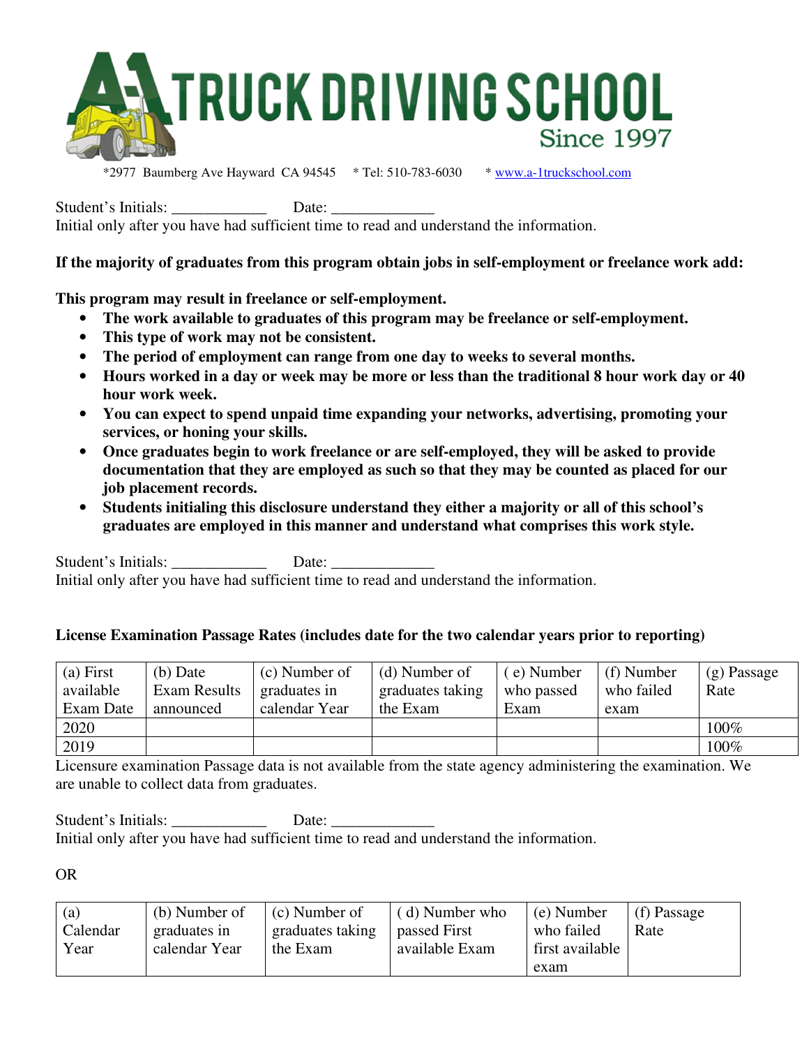# A-1 TRUCK DRIVING SCHOOL
Since 1997

*2977 Baumberg Ave Hayward CA 94545 * Tel: 510-783-6030 * www.a-1truckschool.com

Student's Initials: ____________ Date: _____________
Initial only after you have had sufficient time to read and understand the information.

**If the majority of graduates from this program obtain jobs in self-employment or freelance work add:**

**This program may result in freelance or self-employment.**

- **The work available to graduates of this program may be freelance or self-employment.**
- **This type of work may not be consistent.**
- **The period of employment can range from one day to weeks to several months.**
- **Hours worked in a day or week may be more or less than the traditional 8 hour work day or 40 hour work week.**
- **You can expect to spend unpaid time expanding your networks, advertising, promoting your services, or honing your skills.**
- **Once graduates begin to work freelance or are self-employed, they will be asked to provide documentation that they are employed as such so that they may be counted as placed for our job placement records.**
- **Students initialing this disclosure understand they either a majority or all of this school's graduates are employed in this manner and understand what comprises this work style.**

Student's Initials: ____________ Date: _____________
Initial only after you have had sufficient time to read and understand the information.

**License Examination Passage Rates (includes date for the two calendar years prior to reporting)**

| (a) First available Exam Date | (b) Date Exam Results announced | (c) Number of graduates in calendar Year | (d) Number of graduates taking the Exam | ( e) Number who passed Exam | (f) Number who failed exam | (g) Passage Rate |
|---|---|---|---|---|---|---|
| 2020 | | | | | | 100% |
| 2019 | | | | | | 100% |

Licensure examination Passage data is not available from the state agency administering the examination. We are unable to collect data from graduates.

Student's Initials: ____________ Date: _____________
Initial only after you have had sufficient time to read and understand the information.

OR

| (a) Calendar Year | (b) Number of graduates in calendar Year | (c) Number of graduates taking the Exam | ( d) Number who passed First available Exam | (e) Number who failed first available exam | (f) Passage Rate |
|---|---|---|---|---|---|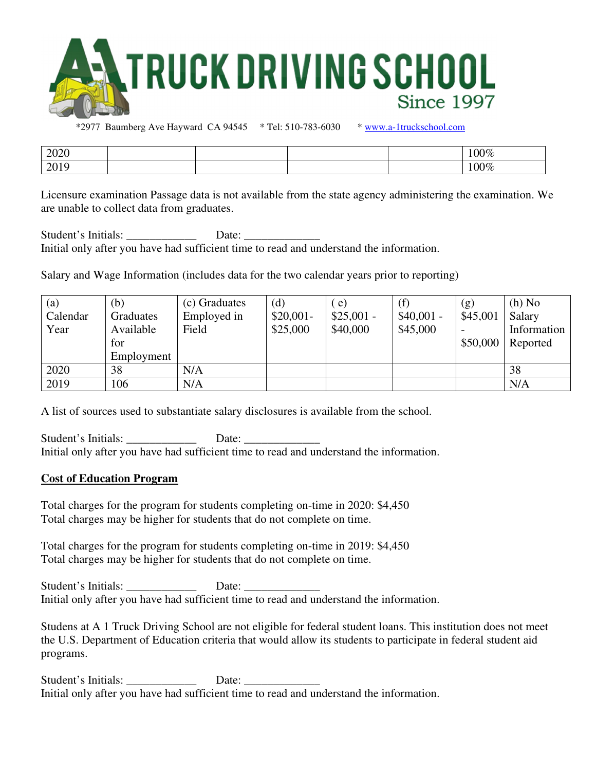*2977 Baumberg Ave Hayward CA 94545 * Tel: 510-783-6030 * www.a-1truckschool.com

| | | | | | |
|---|---|---|---|---|---|
| 2020 | | | | | 100% |
| 2019 | | | | | 100% |

Licensure examination Passage data is not available from the state agency administering the examination. We are unable to collect data from graduates.

Student's Initials: ____________ Date: _____________
Initial only after you have had sufficient time to read and understand the information.

Salary and Wage Information (includes data for the two calendar years prior to reporting)

| (a) Calendar Year | (b) Graduates Available for Employment | (c) Graduates Employed in Field | (d) $20,001- $25,000 | ( e) $25,001 - $40,000 | (f) $40,001 - $45,000 | (g) $45,001 - $50,000 | (h) No Salary Information Reported |
|---|---|---|---|---|---|---|---|
| 2020 | 38 | N/A | | | | | 38 |
| 2019 | 106 | N/A | | | | | N/A |

A list of sources used to substantiate salary disclosures is available from the school.

Student's Initials: ____________ Date: _____________
Initial only after you have had sufficient time to read and understand the information.

**Cost of Education Program**

Total charges for the program for students completing on-time in 2020: $4,450
Total charges may be higher for students that do not complete on time.

Total charges for the program for students completing on-time in 2019: $4,450
Total charges may be higher for students that do not complete on time.

Student's Initials: ____________ Date: _____________
Initial only after you have had sufficient time to read and understand the information.

Studens at A 1 Truck Driving School are not eligible for federal student loans. This institution does not meet the U.S. Department of Education criteria that would allow its students to participate in federal student aid programs.

Student's Initials: ____________ Date: _____________
Initial only after you have had sufficient time to read and understand the information.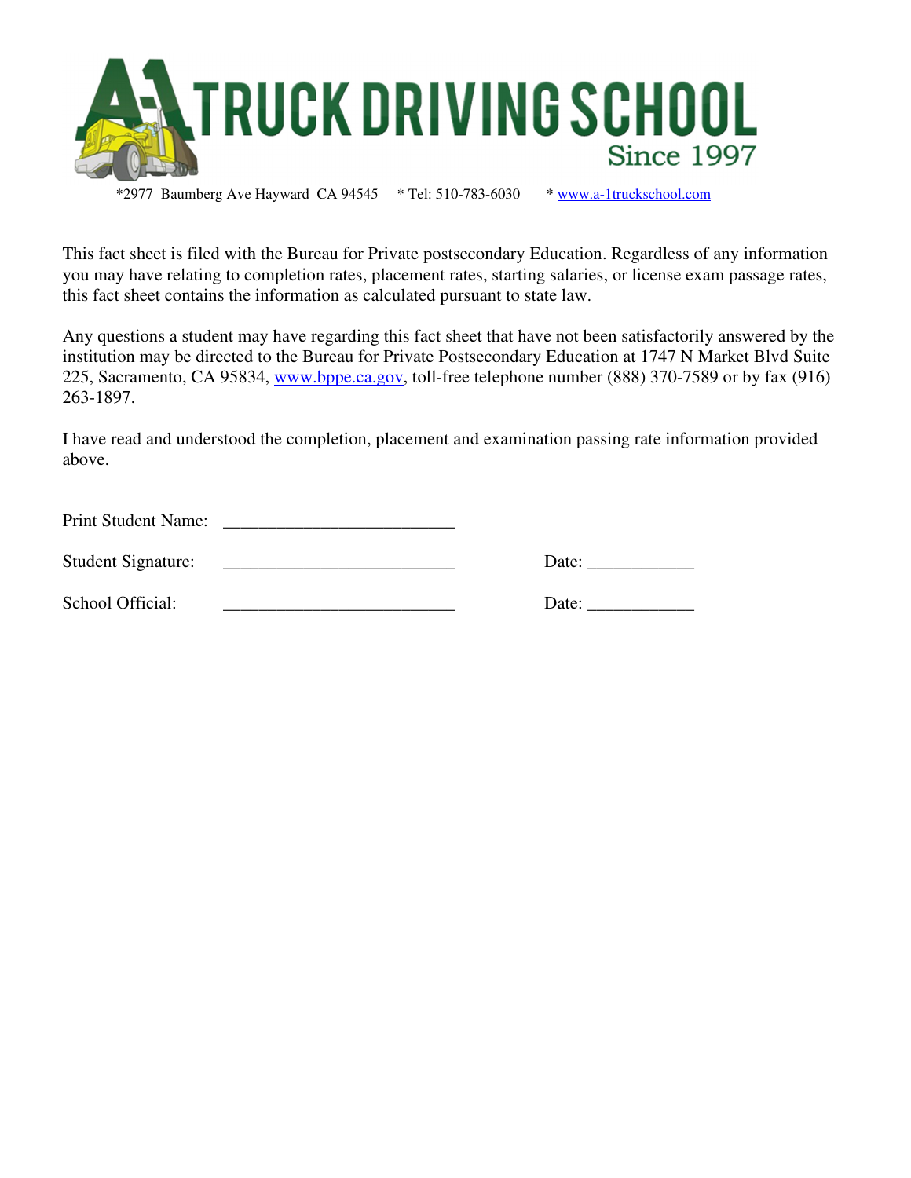# A-1 TRUCK DRIVING SCHOOL

Since 1997

*2977 Baumberg Ave Hayward CA 94545 * Tel: 510-783-6030 * www.a-1truckschool.com

This fact sheet is filed with the Bureau for Private postsecondary Education. Regardless of any information you may have relating to completion rates, placement rates, starting salaries, or license exam passage rates, this fact sheet contains the information as calculated pursuant to state law.

Any questions a student may have regarding this fact sheet that have not been satisfactorily answered by the institution may be directed to the Bureau for Private Postsecondary Education at 1747 N Market Blvd Suite 225, Sacramento, CA 95834, www.bppe.ca.gov, toll-free telephone number (888) 370-7589 or by fax (916) 263-1897.

I have read and understood the completion, placement and examination passing rate information provided above.

Print Student Name: __________________________

Student Signature: __________________________ Date: ____________

School Official: __________________________ Date: ____________